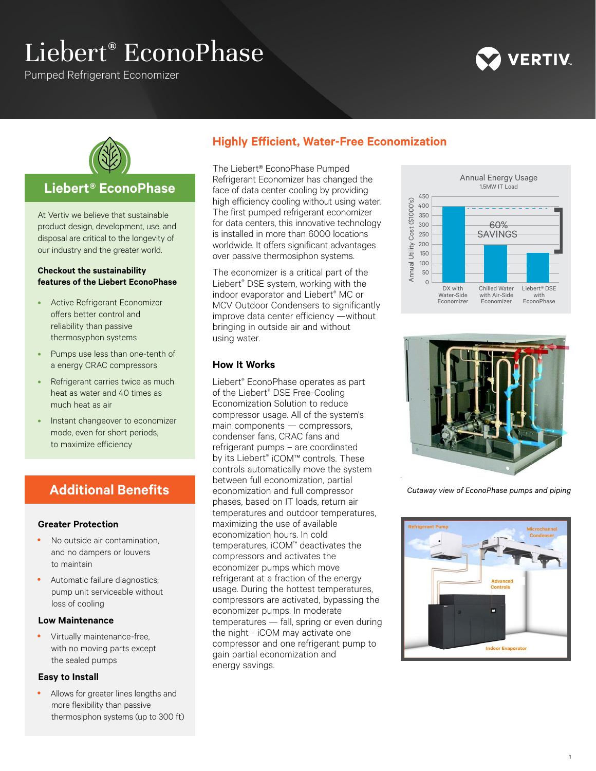# Liebert® EconoPhase

Pumped Refrigerant Economizer

## Liebert® EconoPhase

At Vertiv we believe that sustainable product design, development, use, and disposal are critical to the longevity of our industry and the greater world.

**Checkout the sustainability features of the Liebert EconoPhase**

- Active Refrigerant Economizer offers better control and reliability than passive thermosyphon systems
- Pumps use less than one-tenth of a energy CRAC compressors
- Refrigerant carries twice as much heat as water and 40 times as much heat as air
- Instant changeover to economizer mode, even for short periods, to maximize efficiency

## Additional Benefits

### Greater Protection

- No outside air contamination, and no dampers or louvers to maintain
- Automatic failure diagnostics; pump unit serviceable without loss of cooling

### Low Maintenance

- Virtually maintenance-free, with no moving parts except the sealed pumps

### Easy to Install

- Allows for greater lines lengths and more flexibility than passive thermosiphon systems (up to 300 ft)

## Highly Efficient, Water-Free Economization

The Liebert® EconoPhase Pumped Refrigerant Economizer has changed the face of data center cooling by providing high efficiency cooling without using water. The first pumped refrigerant economizer for data centers, this innovative technology is installed in more than 6000 locations worldwide. It offers significant advantages over passive thermosiphon systems.

The economizer is a critical part of the Liebert® DSE system, working with the indoor evaporator and Liebert® MC or MCV Outdoor Condensers to significantly improve data center efficiency —without bringing in outside air and without using water.

### How It Works

Liebert® EconoPhase operates as part of the Liebert® DSE Free-Cooling Economization Solution to reduce compressor usage. All of the system's main components — compressors, condenser fans, CRAC fans and refrigerant pumps – are coordinated by its Liebert® iCOM™ controls. These controls automatically move the system between full economization, partial economization and full compressor phases, based on IT loads, return air temperatures and outdoor temperatures, maximizing the use of available economization hours. In cold temperatures, iCOM™ deactivates the compressors and activates the economizer pumps which move refrigerant at a fraction of the energy usage. During the hottest temperatures, compressors are activated, bypassing the economizer pumps. In moderate temperatures — fall, spring or even during the night - iCOM may activate one compressor and one refrigerant pump to gain partial economization and energy savings.

**Annual Energy Usage**
1.5MW IT Load

Annual Utility Cost ($1000's)

| | Annual Utility Cost ($1000's) |
|---|---|
| DX with Water-Side Economizer | ~400 |
| Chilled Water with Air-Side Economizer | ~190 |
| Liebert® DSE with EconoPhase | ~150 |

60% SAVINGS

*Cutaway view of EconoPhase pumps and piping*

Refrigerant Pump — Microchannel Condenser — Advanced Controls — Indoor Evaporator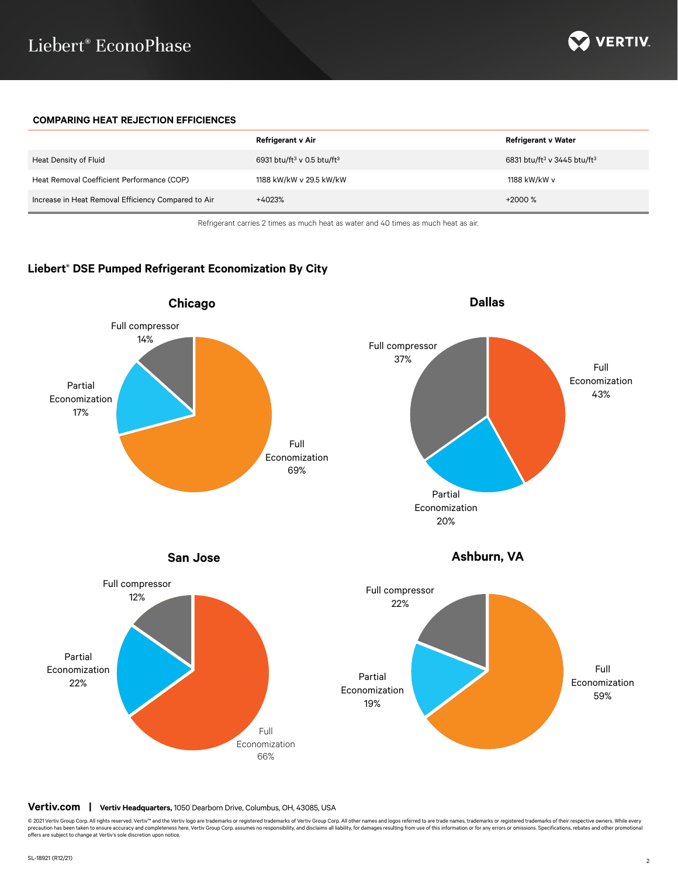## COMPARING HEAT REJECTION EFFICIENCES

| | Refrigerant v Air | Refrigerant v Water |
|---|---|---|
| Heat Density of Fluid | 6931 btu/ft$^3$ v 0.5 btu/ft$^3$ | 6831 btu/ft$^3$ v 3445 btu/ft$^3$ |
| Heat Removal Coefficient Performance (COP) | 1188 kW/kW v 29.5 kW/kW | 1188 kW/kW v |
| Increase in Heat Removal Efficiency Compared to Air | +4023% | +2000 % |

Refrigerant carries 2 times as much heat as water and 40 times as much heat as air.

## Liebert® DSE Pumped Refrigerant Economization By City

**Chicago**

Full compressor 14%

Partial Economization 17%

Full Economization 69%

**Dallas**

Full compressor 37%

Full Economization 43%

Partial Economization 20%

**San Jose**

Full compressor 12%

Partial Economization 22%

Full Economization 66%

**Ashburn, VA**

Full compressor 22%

Partial Economization 19%

Full Economization 59%

**Vertiv.com** | **Vertiv Headquarters,** 1050 Dearborn Drive, Columbus, OH, 43085, USA

© 2021 Vertiv Group Corp. All rights reserved. Vertiv™ and the Vertiv logo are trademarks or registered trademarks of Vertiv Group Corp. All other names and logos referred to are trade names, trademarks or registered trademarks of their respective owners. While every precaution has been taken to ensure accuracy and completeness here, Vertiv Group Corp. assumes no responsibility, and disclaims all liability, for damages resulting from use of this information or for any errors or omissions. Specifications, rebates and other promotional offers are subject to change at Vertiv's sole discretion upon notice.

SL-18921 (R12/21)